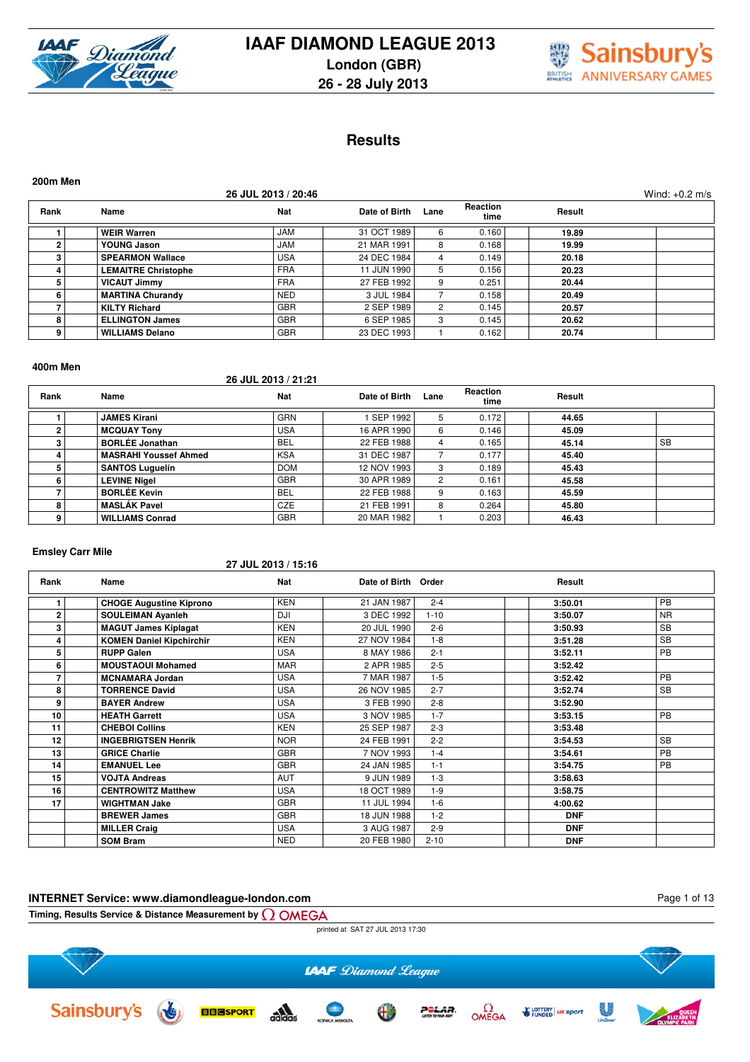# IAAF DIAMOND LEAGUE 2013

**London (GBR)**

**26 - 28 July 2013**

## Results

### 200m Men

26 JUL 2013 / 20:46 — Wind: +0.2 m/s

| Rank | Name | Nat | Date of Birth | Lane | Reaction time | Result | |
|---|---|---|---|---|---|---|---|
| 1 | WEIR Warren | JAM | 31 OCT 1989 | 6 | 0.160 | 19.89 | |
| 2 | YOUNG Jason | JAM | 21 MAR 1991 | 8 | 0.168 | 19.99 | |
| 3 | SPEARMON Wallace | USA | 24 DEC 1984 | 4 | 0.149 | 20.18 | |
| 4 | LEMAITRE Christophe | FRA | 11 JUN 1990 | 5 | 0.156 | 20.23 | |
| 5 | VICAUT Jimmy | FRA | 27 FEB 1992 | 9 | 0.251 | 20.44 | |
| 6 | MARTINA Churandy | NED | 3 JUL 1984 | 7 | 0.158 | 20.49 | |
| 7 | KILTY Richard | GBR | 2 SEP 1989 | 2 | 0.145 | 20.57 | |
| 8 | ELLINGTON James | GBR | 6 SEP 1985 | 3 | 0.145 | 20.62 | |
| 9 | WILLIAMS Delano | GBR | 23 DEC 1993 | 1 | 0.162 | 20.74 | |

### 400m Men

26 JUL 2013 / 21:21

| Rank | Name | Nat | Date of Birth | Lane | Reaction time | Result | |
|---|---|---|---|---|---|---|---|
| 1 | JAMES Kirani | GRN | 1 SEP 1992 | 5 | 0.172 | 44.65 | |
| 2 | MCQUAY Tony | USA | 16 APR 1990 | 6 | 0.146 | 45.09 | |
| 3 | BORLÉE Jonathan | BEL | 22 FEB 1988 | 4 | 0.165 | 45.14 | SB |
| 4 | MASRAHI Youssef Ahmed | KSA | 31 DEC 1987 | 7 | 0.177 | 45.40 | |
| 5 | SANTOS Luguelín | DOM | 12 NOV 1993 | 3 | 0.189 | 45.43 | |
| 6 | LEVINE Nigel | GBR | 30 APR 1989 | 2 | 0.161 | 45.58 | |
| 7 | BORLÉE Kevin | BEL | 22 FEB 1988 | 9 | 0.163 | 45.59 | |
| 8 | MASLÁK Pavel | CZE | 21 FEB 1991 | 8 | 0.264 | 45.80 | |
| 9 | WILLIAMS Conrad | GBR | 20 MAR 1982 | 1 | 0.203 | 46.43 | |

### Emsley Carr Mile

27 JUL 2013 / 15:16

| Rank | Name | Nat | Date of Birth | Order | Result | |
|---|---|---|---|---|---|---|
| 1 | CHOGE Augustine Kiprono | KEN | 21 JAN 1987 | 2-4 | 3:50.01 | PB |
| 2 | SOULEIMAN Ayanleh | DJI | 3 DEC 1992 | 1-10 | 3:50.07 | NR |
| 3 | MAGUT James Kiplagat | KEN | 20 JUL 1990 | 2-6 | 3:50.93 | SB |
| 4 | KOMEN Daniel Kipchirchir | KEN | 27 NOV 1984 | 1-8 | 3:51.28 | SB |
| 5 | RUPP Galen | USA | 8 MAY 1986 | 2-1 | 3:52.11 | PB |
| 6 | MOUSTAOUI Mohamed | MAR | 2 APR 1985 | 2-5 | 3:52.42 | |
| 7 | MCNAMARA Jordan | USA | 7 MAR 1987 | 1-5 | 3:52.42 | PB |
| 8 | TORRENCE David | USA | 26 NOV 1985 | 2-7 | 3:52.74 | SB |
| 9 | BAYER Andrew | USA | 3 FEB 1990 | 2-8 | 3:52.90 | |
| 10 | HEATH Garrett | USA | 3 NOV 1985 | 1-7 | 3:53.15 | PB |
| 11 | CHEBOI Collins | KEN | 25 SEP 1987 | 2-3 | 3:53.48 | |
| 12 | INGEBRIGTSEN Henrik | NOR | 24 FEB 1991 | 2-2 | 3:54.53 | SB |
| 13 | GRICE Charlie | GBR | 7 NOV 1993 | 1-4 | 3:54.61 | PB |
| 14 | EMANUEL Lee | GBR | 24 JAN 1985 | 1-1 | 3:54.75 | PB |
| 15 | VOJTA Andreas | AUT | 9 JUN 1989 | 1-3 | 3:58.63 | |
| 16 | CENTROWITZ Matthew | USA | 18 OCT 1989 | 1-9 | 3:58.75 | |
| 17 | WIGHTMAN Jake | GBR | 11 JUL 1994 | 1-6 | 4:00.62 | |
| | BREWER James | GBR | 18 JUN 1988 | 1-2 | DNF | |
| | MILLER Craig | USA | 3 AUG 1987 | 2-9 | DNF | |
| | SOM Bram | NED | 20 FEB 1980 | 2-10 | DNF | |

**INTERNET Service: www.diamondleague-london.com**

Timing, Results Service & Distance Measurement by OMEGA

printed at SAT 27 JUL 2013 17:30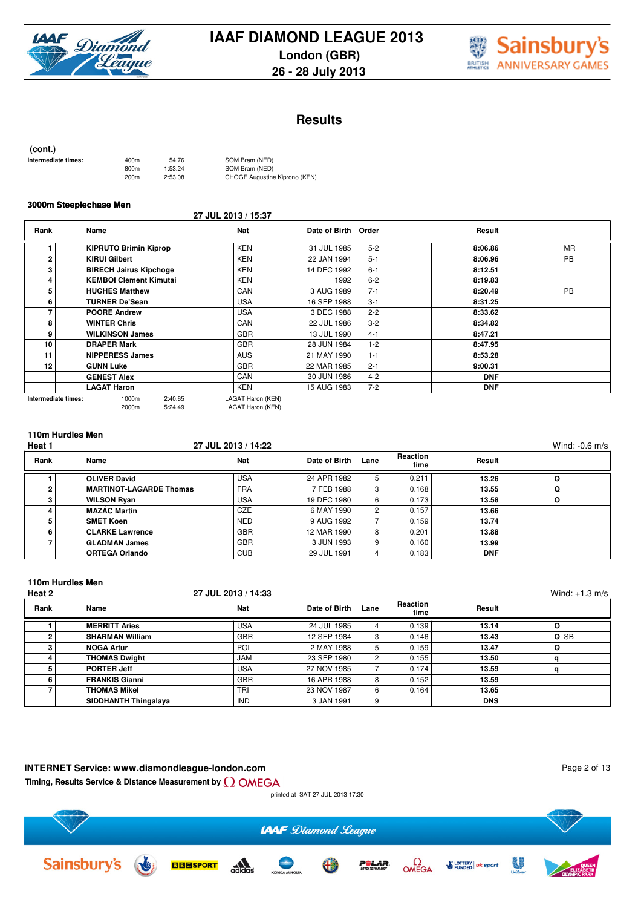# IAAF DIAMOND LEAGUE 2013

**London (GBR)**
**26 - 28 July 2013**

## Results

**(cont.)**

**Intermediate times:**

| | | |
|---|---|---|
| 400m | 54.76 | SOM Bram (NED) |
| 800m | 1:53.24 | SOM Bram (NED) |
| 1200m | 2:53.08 | CHOGE Augustine Kiprono (KEN) |

### 3000m Steeplechase Men

27 JUL 2013 / 15:37

| Rank | Name | Nat | Date of Birth | Order | Result | |
|---|---|---|---|---|---|---|
| 1 | **KIPRUTO Brimin Kiprop** | KEN | 31 JUL 1985 | 5-2 | **8:06.86** | MR |
| 2 | **KIRUI Gilbert** | KEN | 22 JAN 1994 | 5-1 | **8:06.96** | PB |
| 3 | **BIRECH Jairus Kipchoge** | KEN | 14 DEC 1992 | 6-1 | **8:12.51** | |
| 4 | **KEMBOI Clement Kimutai** | KEN | 1992 | 6-2 | **8:19.83** | |
| 5 | **HUGHES Matthew** | CAN | 3 AUG 1989 | 7-1 | **8:20.49** | PB |
| 6 | **TURNER De'Sean** | USA | 16 SEP 1988 | 3-1 | **8:31.25** | |
| 7 | **POORE Andrew** | USA | 3 DEC 1988 | 2-2 | **8:33.62** | |
| 8 | **WINTER Chris** | CAN | 22 JUL 1986 | 3-2 | **8:34.82** | |
| 9 | **WILKINSON James** | GBR | 13 JUL 1990 | 4-1 | **8:47.21** | |
| 10 | **DRAPER Mark** | GBR | 28 JUN 1984 | 1-2 | **8:47.95** | |
| 11 | **NIPPERESS James** | AUS | 21 MAY 1990 | 1-1 | **8:53.28** | |
| 12 | **GUNN Luke** | GBR | 22 MAR 1985 | 2-1 | **9:00.31** | |
| | **GENEST Alex** | CAN | 30 JUN 1986 | 4-2 | **DNF** | |
| | **LAGAT Haron** | KEN | 15 AUG 1983 | 7-2 | **DNF** | |

**Intermediate times:**

| | | |
|---|---|---|
| 1000m | 2:40.65 | LAGAT Haron (KEN) |
| 2000m | 5:24.49 | LAGAT Haron (KEN) |

### 110m Hurdles Men

**Heat 1** — 27 JUL 2013 / 14:22 — Wind: -0.6 m/s

| Rank | Name | Nat | Date of Birth | Lane | Reaction time | Result | | |
|---|---|---|---|---|---|---|---|---|
| 1 | **OLIVER David** | USA | 24 APR 1982 | 5 | 0.211 | **13.26** | Q | |
| 2 | **MARTINOT-LAGARDE Thomas** | FRA | 7 FEB 1988 | 3 | 0.168 | **13.55** | Q | |
| 3 | **WILSON Ryan** | USA | 19 DEC 1980 | 6 | 0.173 | **13.58** | Q | |
| 4 | **MAZÁC Martin** | CZE | 6 MAY 1990 | 2 | 0.157 | **13.66** | | |
| 5 | **SMET Koen** | NED | 9 AUG 1992 | 7 | 0.159 | **13.74** | | |
| 6 | **CLARKE Lawrence** | GBR | 12 MAR 1990 | 8 | 0.201 | **13.88** | | |
| 7 | **GLADMAN James** | GBR | 3 JUN 1993 | 9 | 0.160 | **13.99** | | |
| | **ORTEGA Orlando** | CUB | 29 JUL 1991 | 4 | 0.183 | **DNF** | | |

### 110m Hurdles Men

**Heat 2** — 27 JUL 2013 / 14:33 — Wind: +1.3 m/s

| Rank | Name | Nat | Date of Birth | Lane | Reaction time | Result | | |
|---|---|---|---|---|---|---|---|---|
| 1 | **MERRITT Aries** | USA | 24 JUL 1985 | 4 | 0.139 | **13.14** | Q | |
| 2 | **SHARMAN William** | GBR | 12 SEP 1984 | 3 | 0.146 | **13.43** | Q | SB |
| 3 | **NOGA Artur** | POL | 2 MAY 1988 | 5 | 0.159 | **13.47** | Q | |
| 4 | **THOMAS Dwight** | JAM | 23 SEP 1980 | 2 | 0.155 | **13.50** | q | |
| 5 | **PORTER Jeff** | USA | 27 NOV 1985 | 7 | 0.174 | **13.59** | q | |
| 6 | **FRANKIS Gianni** | GBR | 16 APR 1988 | 8 | 0.152 | **13.59** | | |
| 7 | **THOMAS Mikel** | TRI | 23 NOV 1987 | 6 | 0.164 | **13.65** | | |
| | **SIDDHANTH Thingalaya** | IND | 3 JAN 1991 | 9 | | **DNS** | | |

**INTERNET Service: www.diamondleague-london.com**

Timing, Results Service & Distance Measurement by OMEGA

printed at SAT 27 JUL 2013 17:30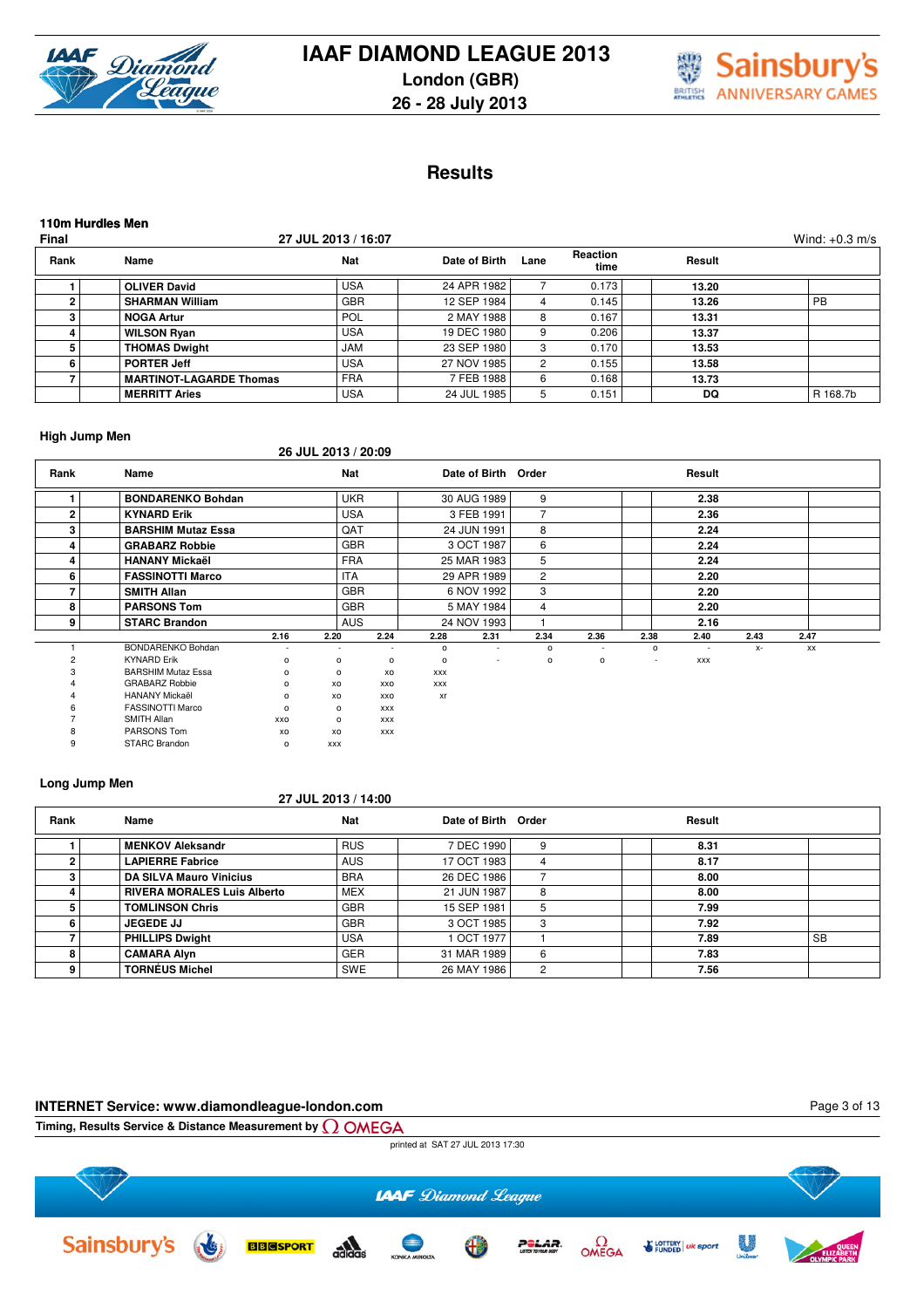# IAAF DIAMOND LEAGUE 2013

## London (GBR)

## 26 - 28 July 2013

# Results

### 110m Hurdles Men

**Final** — 27 JUL 2013 / 16:07 — Wind: +0.3 m/s

| Rank | Name | Nat | Date of Birth | Lane | Reaction time | Result | |
|---|---|---|---|---|---|---|---|
| 1 | **OLIVER David** | USA | 24 APR 1982 | 7 | 0.173 | **13.20** | |
| 2 | **SHARMAN William** | GBR | 12 SEP 1984 | 4 | 0.145 | **13.26** | PB |
| 3 | **NOGA Artur** | POL | 2 MAY 1988 | 8 | 0.167 | **13.31** | |
| 4 | **WILSON Ryan** | USA | 19 DEC 1980 | 9 | 0.206 | **13.37** | |
| 5 | **THOMAS Dwight** | JAM | 23 SEP 1980 | 3 | 0.170 | **13.53** | |
| 6 | **PORTER Jeff** | USA | 27 NOV 1985 | 2 | 0.155 | **13.58** | |
| 7 | **MARTINOT-LAGARDE Thomas** | FRA | 7 FEB 1988 | 6 | 0.168 | **13.73** | |
| | **MERRITT Aries** | USA | 24 JUL 1985 | 5 | 0.151 | **DQ** | R 168.7b |

### High Jump Men

26 JUL 2013 / 20:09

| Rank | Name | Nat | Date of Birth | Order | Result |
|---|---|---|---|---|---|
| 1 | **BONDARENKO Bohdan** | UKR | 30 AUG 1989 | 9 | **2.38** |
| 2 | **KYNARD Erik** | USA | 3 FEB 1991 | 7 | **2.36** |
| 3 | **BARSHIM Mutaz Essa** | QAT | 24 JUN 1991 | 8 | **2.24** |
| 4 | **GRABARZ Robbie** | GBR | 3 OCT 1987 | 6 | **2.24** |
| 4 | **HANANY Mickaël** | FRA | 25 MAR 1983 | 5 | **2.24** |
| 6 | **FASSINOTTI Marco** | ITA | 29 APR 1989 | 2 | **2.20** |
| 7 | **SMITH Allan** | GBR | 6 NOV 1992 | 3 | **2.20** |
| 8 | **PARSONS Tom** | GBR | 5 MAY 1984 | 4 | **2.20** |
| 9 | **STARC Brandon** | AUS | 24 NOV 1993 | 1 | **2.16** |

| | | 2.16 | 2.20 | 2.24 | 2.28 | 2.31 | 2.34 | 2.36 | 2.38 | 2.40 | 2.43 | 2.47 |
|---|---|---|---|---|---|---|---|---|---|---|---|---|
| 1 | BONDARENKO Bohdan | - | - | - | o | - | o | - | o | - | x- | xx |
| 2 | KYNARD Erik | o | o | o | o | - | o | o | - | xxx | | |
| 3 | BARSHIM Mutaz Essa | o | o | xo | xxx | | | | | | | |
| 4 | GRABARZ Robbie | o | xo | xxo | xxx | | | | | | | |
| 4 | HANANY Mickaël | o | xo | xxo | xr | | | | | | | |
| 6 | FASSINOTTI Marco | o | o | xxx | | | | | | | | |
| 7 | SMITH Allan | xxo | o | xxx | | | | | | | | |
| 8 | PARSONS Tom | xo | xo | xxx | | | | | | | | |
| 9 | STARC Brandon | o | xxx | | | | | | | | | |

### Long Jump Men

27 JUL 2013 / 14:00

| Rank | Name | Nat | Date of Birth | Order | Result | |
|---|---|---|---|---|---|---|
| 1 | **MENKOV Aleksandr** | RUS | 7 DEC 1990 | 9 | **8.31** | |
| 2 | **LAPIERRE Fabrice** | AUS | 17 OCT 1983 | 4 | **8.17** | |
| 3 | **DA SILVA Mauro Vinicius** | BRA | 26 DEC 1986 | 7 | **8.00** | |
| 4 | **RIVERA MORALES Luis Alberto** | MEX | 21 JUN 1987 | 8 | **8.00** | |
| 5 | **TOMLINSON Chris** | GBR | 15 SEP 1981 | 5 | **7.99** | |
| 6 | **JEGEDE JJ** | GBR | 3 OCT 1985 | 3 | **7.92** | |
| 7 | **PHILLIPS Dwight** | USA | 1 OCT 1977 | 1 | **7.89** | SB |
| 8 | **CAMARA Alyn** | GER | 31 MAR 1989 | 6 | **7.83** | |
| 9 | **TORNÉUS Michel** | SWE | 26 MAY 1986 | 2 | **7.56** | |

**INTERNET Service: www.diamondleague-london.com**

**Timing, Results Service & Distance Measurement by OMEGA**

printed at SAT 27 JUL 2013 17:30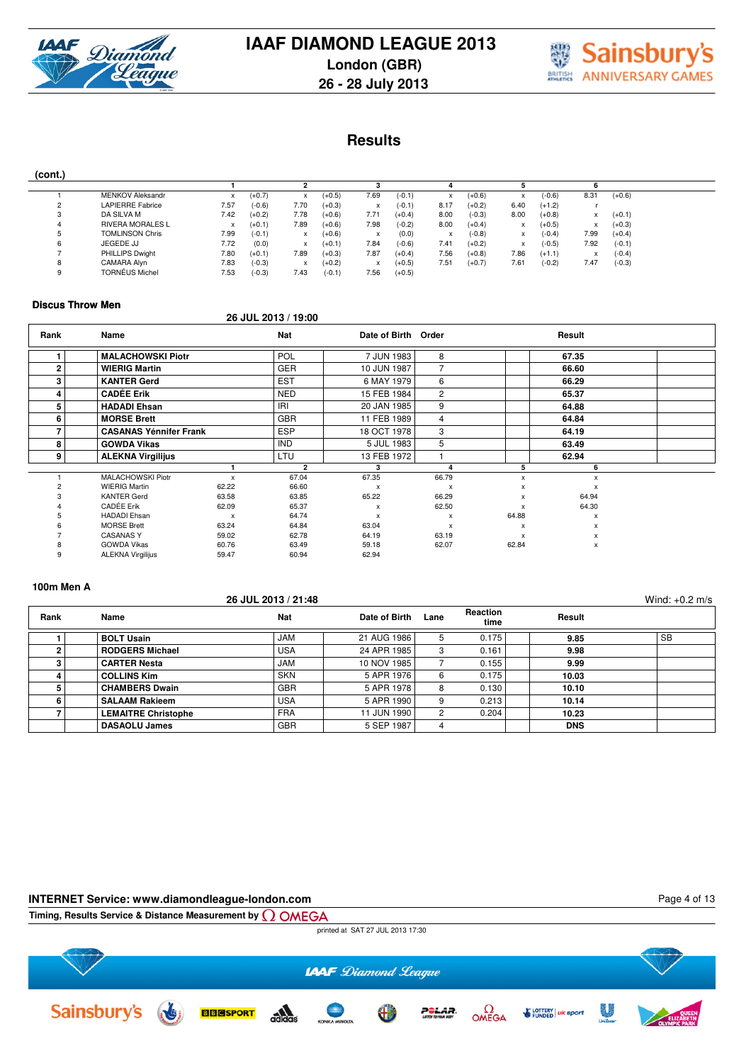# IAAF DIAMOND LEAGUE 2013

**London (GBR)**

**26 - 28 July 2013**

## Results

**(cont.)**

| | | 1 | | 2 | | 3 | | 4 | | 5 | | 6 | |
|---|---|---|---|---|---|---|---|---|---|---|---|---|---|
| 1 | MENKOV Aleksandr | x | (+0.7) | x | (+0.5) | 7.69 | (-0.1) | x | (+0.6) | x | (-0.6) | 8.31 | (+0.6) |
| 2 | LAPIERRE Fabrice | 7.57 | (-0.6) | 7.70 | (+0.3) | x | (-0.1) | 8.17 | (+0.2) | 6.40 | (+1.2) | r | |
| 3 | DA SILVA M | 7.42 | (+0.2) | 7.78 | (+0.6) | 7.71 | (+0.4) | 8.00 | (-0.3) | 8.00 | (+0.8) | x | (+0.1) |
| 4 | RIVERA MORALES L | x | (+0.1) | 7.89 | (+0.6) | 7.98 | (-0.2) | 8.00 | (+0.4) | x | (+0.5) | x | (+0.3) |
| 5 | TOMLINSON Chris | 7.99 | (-0.1) | x | (+0.6) | x | (0.0) | x | (-0.8) | x | (-0.4) | 7.99 | (+0.4) |
| 6 | JEGEDE JJ | 7.72 | (0.0) | x | (+0.1) | 7.84 | (-0.6) | 7.41 | (+0.2) | x | (-0.5) | 7.92 | (-0.1) |
| 7 | PHILLIPS Dwight | 7.80 | (+0.1) | 7.89 | (+0.3) | 7.87 | (+0.4) | 7.56 | (+0.8) | 7.86 | (+1.1) | x | (-0.4) |
| 8 | CAMARA Alyn | 7.83 | (-0.3) | x | (+0.2) | x | (+0.5) | 7.51 | (+0.7) | 7.61 | (-0.2) | 7.47 | (-0.3) |
| 9 | TORNÉUS Michel | 7.53 | (-0.3) | 7.43 | (-0.1) | 7.56 | (+0.5) | | | | | | |

### Discus Throw Men

**26 JUL 2013 / 19:00**

| Rank | Name | Nat | Date of Birth | Order | Result |
|---|---|---|---|---|---|
| 1 | **MALACHOWSKI Piotr** | POL | 7 JUN 1983 | 8 | **67.35** |
| 2 | **WIERIG Martin** | GER | 10 JUN 1987 | 7 | **66.60** |
| 3 | **KANTER Gerd** | EST | 6 MAY 1979 | 6 | **66.29** |
| 4 | **CADÉE Erik** | NED | 15 FEB 1984 | 2 | **65.37** |
| 5 | **HADADI Ehsan** | IRI | 20 JAN 1985 | 9 | **64.88** |
| 6 | **MORSE Brett** | GBR | 11 FEB 1989 | 4 | **64.84** |
| 7 | **CASANAS Yénnifer Frank** | ESP | 18 OCT 1978 | 3 | **64.19** |
| 8 | **GOWDA Vikas** | IND | 5 JUL 1983 | 5 | **63.49** |
| 9 | **ALEKNA Virgilijus** | LTU | 13 FEB 1972 | 1 | **62.94** |

| | | 1 | 2 | 3 | 4 | 5 | 6 |
|---|---|---|---|---|---|---|---|
| 1 | MALACHOWSKI Piotr | x | 67.04 | 67.35 | 66.79 | x | x |
| 2 | WIERIG Martin | 62.22 | 66.60 | x | x | x | x |
| 3 | KANTER Gerd | 63.58 | 63.85 | 65.22 | 66.29 | x | 64.94 |
| 4 | CADÉE Erik | 62.09 | 65.37 | x | 62.50 | x | 64.30 |
| 5 | HADADI Ehsan | x | 64.74 | x | x | 64.88 | x |
| 6 | MORSE Brett | 63.24 | 64.84 | 63.04 | x | x | x |
| 7 | CASANAS Y | 59.02 | 62.78 | 64.19 | 63.19 | x | x |
| 8 | GOWDA Vikas | 60.76 | 63.49 | 59.18 | 62.07 | 62.84 | x |
| 9 | ALEKNA Virgilijus | 59.47 | 60.94 | 62.94 | | | |

### 100m Men A

**26 JUL 2013 / 21:48**

Wind: +0.2 m/s

| Rank | Name | Nat | Date of Birth | Lane | Reaction time | Result | |
|---|---|---|---|---|---|---|---|
| 1 | **BOLT Usain** | JAM | 21 AUG 1986 | 5 | 0.175 | **9.85** | SB |
| 2 | **RODGERS Michael** | USA | 24 APR 1985 | 3 | 0.161 | **9.98** | |
| 3 | **CARTER Nesta** | JAM | 10 NOV 1985 | 7 | 0.155 | **9.99** | |
| 4 | **COLLINS Kim** | SKN | 5 APR 1976 | 6 | 0.175 | **10.03** | |
| 5 | **CHAMBERS Dwain** | GBR | 5 APR 1978 | 8 | 0.130 | **10.10** | |
| 6 | **SALAAM Rakieem** | USA | 5 APR 1990 | 9 | 0.213 | **10.14** | |
| 7 | **LEMAITRE Christophe** | FRA | 11 JUN 1990 | 2 | 0.204 | **10.23** | |
| | **DASAOLU James** | GBR | 5 SEP 1987 | 4 | | **DNS** | |

**INTERNET Service: www.diamondleague-london.com**

**Timing, Results Service & Distance Measurement by OMEGA**

printed at SAT 27 JUL 2013 17:30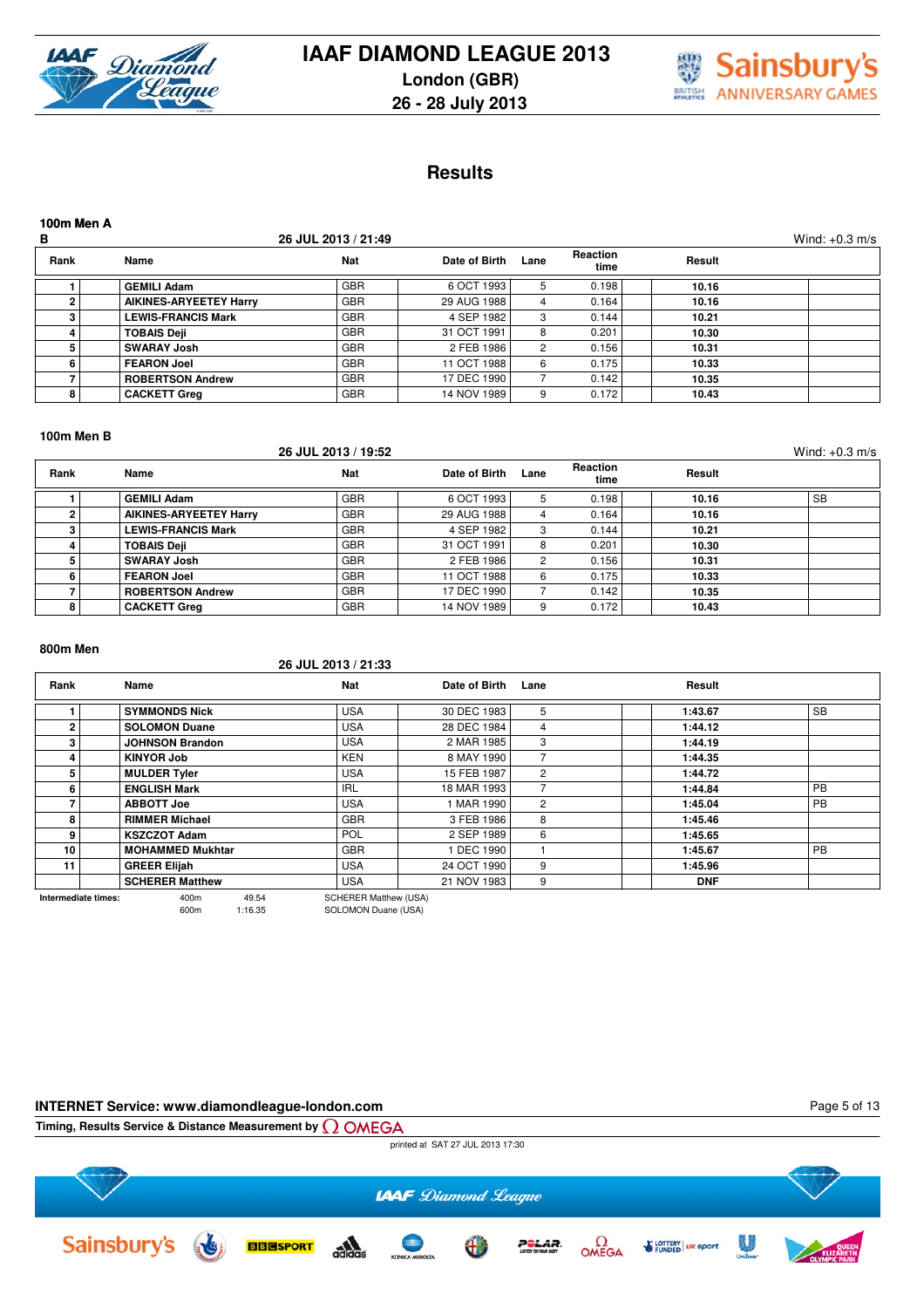# IAAF DIAMOND LEAGUE 2013

**London (GBR)**

**26 - 28 July 2013**

## Results

### 100m Men A

B — 26 JUL 2013 / 21:49 — Wind: +0.3 m/s

| Rank | Name | Nat | Date of Birth | Lane | Reaction time | Result | |
|---|---|---|---|---|---|---|---|
| 1 | GEMILI Adam | GBR | 6 OCT 1993 | 5 | 0.198 | 10.16 | |
| 2 | AIKINES-ARYEETEY Harry | GBR | 29 AUG 1988 | 4 | 0.164 | 10.16 | |
| 3 | LEWIS-FRANCIS Mark | GBR | 4 SEP 1982 | 3 | 0.144 | 10.21 | |
| 4 | TOBAIS Deji | GBR | 31 OCT 1991 | 8 | 0.201 | 10.30 | |
| 5 | SWARAY Josh | GBR | 2 FEB 1986 | 2 | 0.156 | 10.31 | |
| 6 | FEARON Joel | GBR | 11 OCT 1988 | 6 | 0.175 | 10.33 | |
| 7 | ROBERTSON Andrew | GBR | 17 DEC 1990 | 7 | 0.142 | 10.35 | |
| 8 | CACKETT Greg | GBR | 14 NOV 1989 | 9 | 0.172 | 10.43 | |

### 100m Men B

26 JUL 2013 / 19:52 — Wind: +0.3 m/s

| Rank | Name | Nat | Date of Birth | Lane | Reaction time | Result | |
|---|---|---|---|---|---|---|---|
| 1 | GEMILI Adam | GBR | 6 OCT 1993 | 5 | 0.198 | 10.16 | SB |
| 2 | AIKINES-ARYEETEY Harry | GBR | 29 AUG 1988 | 4 | 0.164 | 10.16 | |
| 3 | LEWIS-FRANCIS Mark | GBR | 4 SEP 1982 | 3 | 0.144 | 10.21 | |
| 4 | TOBAIS Deji | GBR | 31 OCT 1991 | 8 | 0.201 | 10.30 | |
| 5 | SWARAY Josh | GBR | 2 FEB 1986 | 2 | 0.156 | 10.31 | |
| 6 | FEARON Joel | GBR | 11 OCT 1988 | 6 | 0.175 | 10.33 | |
| 7 | ROBERTSON Andrew | GBR | 17 DEC 1990 | 7 | 0.142 | 10.35 | |
| 8 | CACKETT Greg | GBR | 14 NOV 1989 | 9 | 0.172 | 10.43 | |

### 800m Men

26 JUL 2013 / 21:33

| Rank | Name | Nat | Date of Birth | Lane | Result | |
|---|---|---|---|---|---|---|
| 1 | SYMMONDS Nick | USA | 30 DEC 1983 | 5 | 1:43.67 | SB |
| 2 | SOLOMON Duane | USA | 28 DEC 1984 | 4 | 1:44.12 | |
| 3 | JOHNSON Brandon | USA | 2 MAR 1985 | 3 | 1:44.19 | |
| 4 | KINYOR Job | KEN | 8 MAY 1990 | 7 | 1:44.35 | |
| 5 | MULDER Tyler | USA | 15 FEB 1987 | 2 | 1:44.72 | |
| 6 | ENGLISH Mark | IRL | 18 MAR 1993 | 7 | 1:44.84 | PB |
| 7 | ABBOTT Joe | USA | 1 MAR 1990 | 2 | 1:45.04 | PB |
| 8 | RIMMER Michael | GBR | 3 FEB 1986 | 8 | 1:45.46 | |
| 9 | KSZCZOT Adam | POL | 2 SEP 1989 | 6 | 1:45.65 | |
| 10 | MOHAMMED Mukhtar | GBR | 1 DEC 1990 | 1 | 1:45.67 | PB |
| 11 | GREER Elijah | USA | 24 OCT 1990 | 9 | 1:45.96 | |
| | SCHERER Matthew | USA | 21 NOV 1983 | 9 | DNF | |

**Intermediate times:**

| | | |
|---|---|---|
| 400m | 49.54 | SCHERER Matthew (USA) |
| 600m | 1:16.35 | SOLOMON Duane (USA) |

**INTERNET Service: www.diamondleague-london.com**

Timing, Results Service & Distance Measurement by OMEGA

printed at SAT 27 JUL 2013 17:30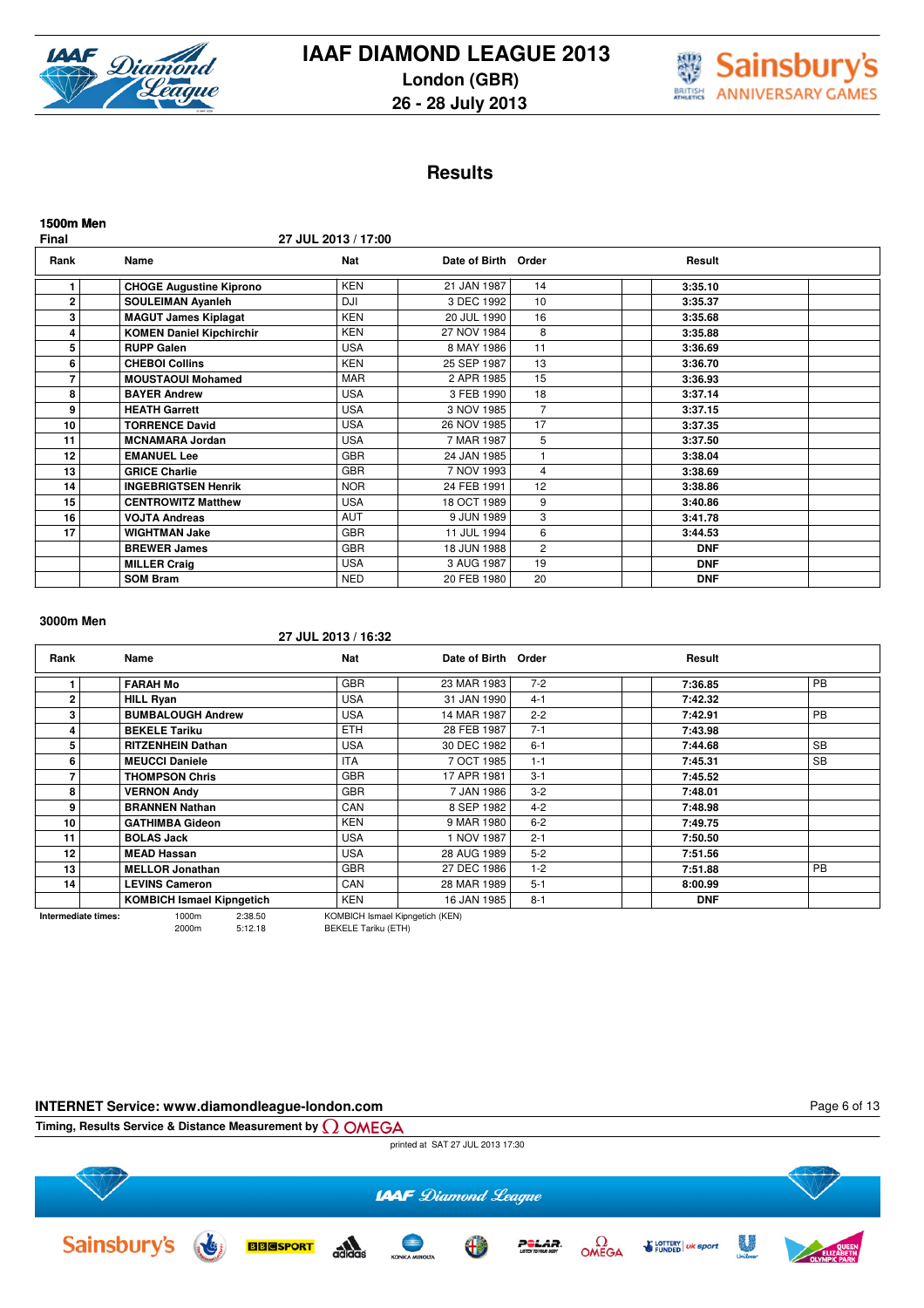# IAAF DIAMOND LEAGUE 2013

**London (GBR)**
**26 - 28 July 2013**

## Results

### 1500m Men

**Final** 27 JUL 2013 / 17:00

| Rank | Name | Nat | Date of Birth | Order | Result | |
|---|---|---|---|---|---|---|
| 1 | CHOGE Augustine Kiprono | KEN | 21 JAN 1987 | 14 | 3:35.10 | |
| 2 | SOULEIMAN Ayanleh | DJI | 3 DEC 1992 | 10 | 3:35.37 | |
| 3 | MAGUT James Kiplagat | KEN | 20 JUL 1990 | 16 | 3:35.68 | |
| 4 | KOMEN Daniel Kipchirchir | KEN | 27 NOV 1984 | 8 | 3:35.88 | |
| 5 | RUPP Galen | USA | 8 MAY 1986 | 11 | 3:36.69 | |
| 6 | CHEBOI Collins | KEN | 25 SEP 1987 | 13 | 3:36.70 | |
| 7 | MOUSTAOUI Mohamed | MAR | 2 APR 1985 | 15 | 3:36.93 | |
| 8 | BAYER Andrew | USA | 3 FEB 1990 | 18 | 3:37.14 | |
| 9 | HEATH Garrett | USA | 3 NOV 1985 | 7 | 3:37.15 | |
| 10 | TORRENCE David | USA | 26 NOV 1985 | 17 | 3:37.35 | |
| 11 | MCNAMARA Jordan | USA | 7 MAR 1987 | 5 | 3:37.50 | |
| 12 | EMANUEL Lee | GBR | 24 JAN 1985 | 1 | 3:38.04 | |
| 13 | GRICE Charlie | GBR | 7 NOV 1993 | 4 | 3:38.69 | |
| 14 | INGEBRIGTSEN Henrik | NOR | 24 FEB 1991 | 12 | 3:38.86 | |
| 15 | CENTROWITZ Matthew | USA | 18 OCT 1989 | 9 | 3:40.86 | |
| 16 | VOJTA Andreas | AUT | 9 JUN 1989 | 3 | 3:41.78 | |
| 17 | WIGHTMAN Jake | GBR | 11 JUL 1994 | 6 | 3:44.53 | |
| | BREWER James | GBR | 18 JUN 1988 | 2 | DNF | |
| | MILLER Craig | USA | 3 AUG 1987 | 19 | DNF | |
| | SOM Bram | NED | 20 FEB 1980 | 20 | DNF | |

### 3000m Men

27 JUL 2013 / 16:32

| Rank | Name | Nat | Date of Birth | Order | Result | |
|---|---|---|---|---|---|---|
| 1 | FARAH Mo | GBR | 23 MAR 1983 | 7-2 | 7:36.85 | PB |
| 2 | HILL Ryan | USA | 31 JAN 1990 | 4-1 | 7:42.32 | |
| 3 | BUMBALOUGH Andrew | USA | 14 MAR 1987 | 2-2 | 7:42.91 | PB |
| 4 | BEKELE Tariku | ETH | 28 FEB 1987 | 7-1 | 7:43.98 | |
| 5 | RITZENHEIN Dathan | USA | 30 DEC 1982 | 6-1 | 7:44.68 | SB |
| 6 | MEUCCI Daniele | ITA | 7 OCT 1985 | 1-1 | 7:45.31 | SB |
| 7 | THOMPSON Chris | GBR | 17 APR 1981 | 3-1 | 7:45.52 | |
| 8 | VERNON Andy | GBR | 7 JAN 1986 | 3-2 | 7:48.01 | |
| 9 | BRANNEN Nathan | CAN | 8 SEP 1982 | 4-2 | 7:48.98 | |
| 10 | GATHIMBA Gideon | KEN | 9 MAR 1980 | 6-2 | 7:49.75 | |
| 11 | BOLAS Jack | USA | 1 NOV 1987 | 2-1 | 7:50.50 | |
| 12 | MEAD Hassan | USA | 28 AUG 1989 | 5-2 | 7:51.56 | |
| 13 | MELLOR Jonathan | GBR | 27 DEC 1986 | 1-2 | 7:51.88 | PB |
| 14 | LEVINS Cameron | CAN | 28 MAR 1989 | 5-1 | 8:00.99 | |
| | KOMBICH Ismael Kipngetich | KEN | 16 JAN 1985 | 8-1 | DNF | |

**Intermediate times:**

| | | |
|---|---|---|
| 1000m | 2:38.50 | KOMBICH Ismael Kipngetich (KEN) |
| 2000m | 5:12.18 | BEKELE Tariku (ETH) |

**INTERNET Service: www.diamondleague-london.com**

Timing, Results Service & Distance Measurement by OMEGA

printed at SAT 27 JUL 2013 17:30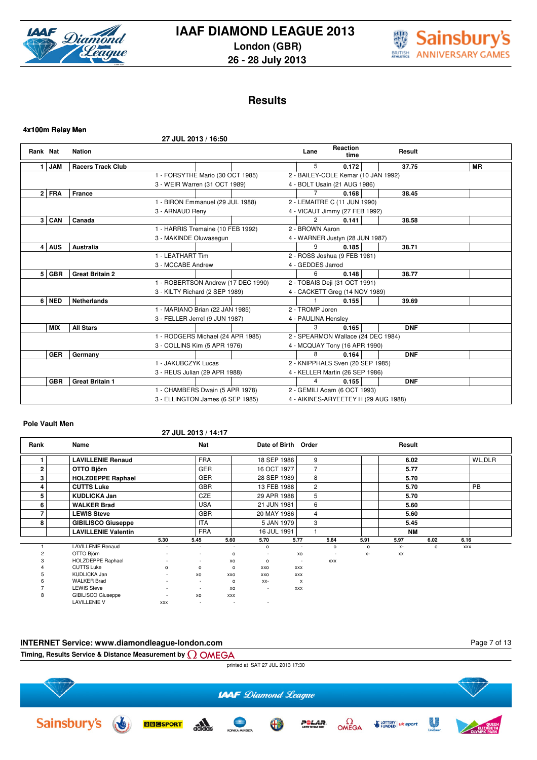# IAAF DIAMOND LEAGUE 2013

London (GBR)

26 - 28 July 2013

## Results

### 4x100m Relay Men

27 JUL 2013 / 16:50

| Rank | Nat | Nation | Lane | Reaction time | Result | |
|---|---|---|---|---|---|---|
| 1 | JAM | Racers Track Club | 5 | 0.172 | 37.75 | MR |
| | | 1 - FORSYTHE Mario (30 OCT 1985); 2 - BAILEY-COLE Kemar (10 JAN 1992); 3 - WEIR Warren (31 OCT 1989); 4 - BOLT Usain (21 AUG 1986) | | | | |
| 2 | FRA | France | 7 | 0.168 | 38.45 | |
| | | 1 - BIRON Emmanuel (29 JUL 1988); 2 - LEMAITRE C (11 JUN 1990); 3 - ARNAUD Reny; 4 - VICAUT Jimmy (27 FEB 1992) | | | | |
| 3 | CAN | Canada | 2 | 0.141 | 38.58 | |
| | | 1 - HARRIS Tremaine (10 FEB 1992); 2 - BROWN Aaron; 3 - MAKINDE Oluwasegun; 4 - WARNER Justyn (28 JUN 1987) | | | | |
| 4 | AUS | Australia | 9 | 0.185 | 38.71 | |
| | | 1 - LEATHART Tim; 2 - ROSS Joshua (9 FEB 1981); 3 - MCCABE Andrew; 4 - GEDDES Jarrod | | | | |
| 5 | GBR | Great Britain 2 | 6 | 0.148 | 38.77 | |
| | | 1 - ROBERTSON Andrew (17 DEC 1990); 2 - TOBAIS Deji (31 OCT 1991); 3 - KILTY Richard (2 SEP 1989); 4 - CACKETT Greg (14 NOV 1989) | | | | |
| 6 | NED | Netherlands | 1 | 0.155 | 39.69 | |
| | | 1 - MARIANO Brian (22 JAN 1985); 2 - TROMP Joren; 3 - FELLER Jerrel (9 JUN 1987); 4 - PAULINA Hensley | | | | |
| | MIX | All Stars | 3 | 0.165 | DNF | |
| | | 1 - RODGERS Michael (24 APR 1985); 2 - SPEARMON Wallace (24 DEC 1984); 3 - COLLINS Kim (5 APR 1976); 4 - MCQUAY Tony (16 APR 1990) | | | | |
| | GER | Germany | 8 | 0.164 | DNF | |
| | | 1 - JAKUBCZYK Lucas; 2 - KNIPPHALS Sven (20 SEP 1985); 3 - REUS Julian (29 APR 1988); 4 - KELLER Martin (26 SEP 1986) | | | | |
| | GBR | Great Britain 1 | 4 | 0.155 | DNF | |
| | | 1 - CHAMBERS Dwain (5 APR 1978); 2 - GEMILI Adam (6 OCT 1993); 3 - ELLINGTON James (6 SEP 1985); 4 - AIKINES-ARYEETEY H (29 AUG 1988) | | | | |

### Pole Vault Men

27 JUL 2013 / 14:17

| Rank | Name | Nat | Date of Birth | Order | Result | |
|---|---|---|---|---|---|---|
| 1 | LAVILLENIE Renaud | FRA | 18 SEP 1986 | 9 | 6.02 | WL,DLR |
| 2 | OTTO Björn | GER | 16 OCT 1977 | 7 | 5.77 | |
| 3 | HOLZDEPPE Raphael | GER | 28 SEP 1989 | 8 | 5.70 | |
| 4 | CUTTS Luke | GBR | 13 FEB 1988 | 2 | 5.70 | PB |
| 5 | KUDLICKA Jan | CZE | 29 APR 1988 | 5 | 5.70 | |
| 6 | WALKER Brad | USA | 21 JUN 1981 | 6 | 5.60 | |
| 7 | LEWIS Steve | GBR | 20 MAY 1986 | 4 | 5.60 | |
| 8 | GIBILISCO Giuseppe | ITA | 5 JAN 1979 | 3 | 5.45 | |
| | LAVILLENIE Valentin | FRA | 16 JUL 1991 | 1 | NM | |

| | | 5.30 | 5.45 | 5.60 | 5.70 | 5.77 | 5.84 | 5.91 | 5.97 | 6.02 | 6.16 |
|---|---|---|---|---|---|---|---|---|---|---|---|
| 1 | LAVILLENIE Renaud | - | - | - | o | - | o | o | x- | o | xxx |
| 2 | OTTO Björn | - | - | o | - | xo | - | x- | xx | | |
| 3 | HOLZDEPPE Raphael | - | - | xo | o | - | xxx | | | | |
| 4 | CUTTS Luke | o | o | o | xxo | xxx | | | | | |
| 5 | KUDLICKA Jan | - | xo | xxo | xxo | xxx | | | | | |
| 6 | WALKER Brad | - | - | o | xx- | x | | | | | |
| 7 | LEWIS Steve | - | - | xo | - | xxx | | | | | |
| 8 | GIBILISCO Giuseppe | - | xo | xxx | | | | | | | |
| | LAVILLENIE V | xxx | - | - | - | | | | | | |

INTERNET Service: www.diamondleague-london.com

Timing, Results Service & Distance Measurement by OMEGA

printed at SAT 27 JUL 2013 17:30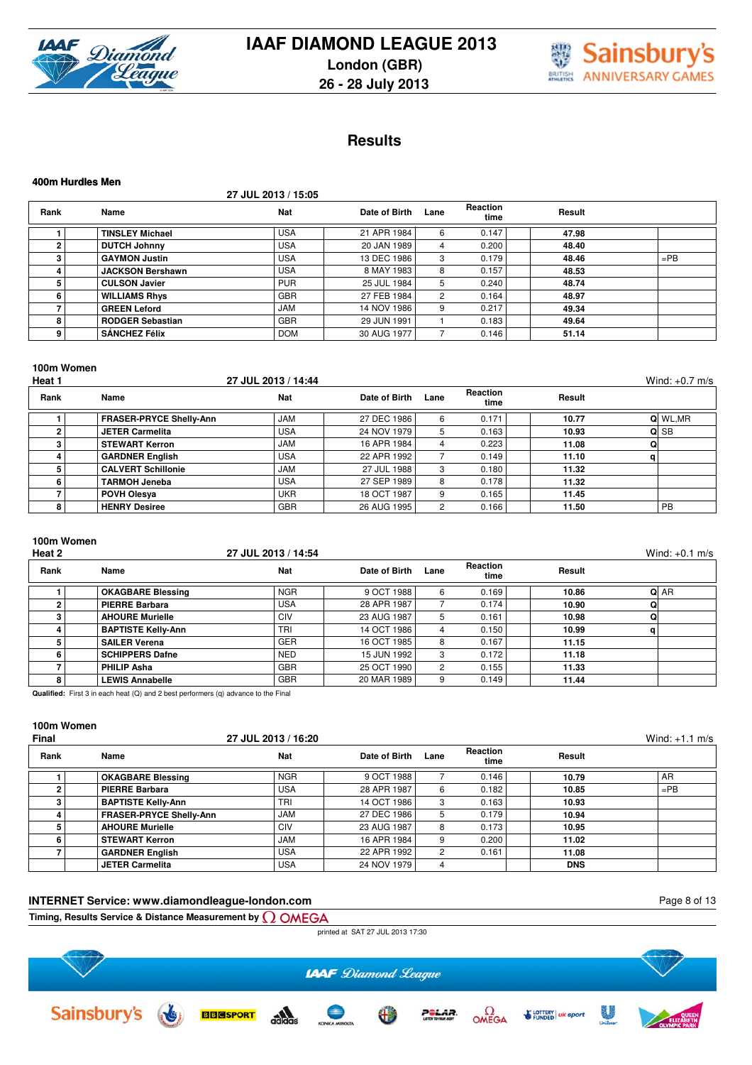# IAAF DIAMOND LEAGUE 2013

London (GBR)

26 - 28 July 2013

## Results

### 400m Hurdles Men

27 JUL 2013 / 15:05

| Rank | Name | Nat | Date of Birth | Lane | Reaction time | Result | |
|---|---|---|---|---|---|---|---|
| 1 | TINSLEY Michael | USA | 21 APR 1984 | 6 | 0.147 | 47.98 | |
| 2 | DUTCH Johnny | USA | 20 JAN 1989 | 4 | 0.200 | 48.40 | |
| 3 | GAYMON Justin | USA | 13 DEC 1986 | 3 | 0.179 | 48.46 | =PB |
| 4 | JACKSON Bershawn | USA | 8 MAY 1983 | 8 | 0.157 | 48.53 | |
| 5 | CULSON Javier | PUR | 25 JUL 1984 | 5 | 0.240 | 48.74 | |
| 6 | WILLIAMS Rhys | GBR | 27 FEB 1984 | 2 | 0.164 | 48.97 | |
| 7 | GREEN Leford | JAM | 14 NOV 1986 | 9 | 0.217 | 49.34 | |
| 8 | RODGER Sebastian | GBR | 29 JUN 1991 | 1 | 0.183 | 49.64 | |
| 9 | SÁNCHEZ Félix | DOM | 30 AUG 1977 | 7 | 0.146 | 51.14 | |

### 100m Women

**Heat 1** — 27 JUL 2013 / 14:44 — Wind: +0.7 m/s

| Rank | Name | Nat | Date of Birth | Lane | Reaction time | Result | | |
|---|---|---|---|---|---|---|---|---|
| 1 | FRASER-PRYCE Shelly-Ann | JAM | 27 DEC 1986 | 6 | 0.171 | 10.77 | Q | WL,MR |
| 2 | JETER Carmelita | USA | 24 NOV 1979 | 5 | 0.163 | 10.93 | Q | SB |
| 3 | STEWART Kerron | JAM | 16 APR 1984 | 4 | 0.223 | 11.08 | Q | |
| 4 | GARDNER English | USA | 22 APR 1992 | 7 | 0.149 | 11.10 | q | |
| 5 | CALVERT Schillonie | JAM | 27 JUL 1988 | 3 | 0.180 | 11.32 | | |
| 6 | TARMOH Jeneba | USA | 27 SEP 1989 | 8 | 0.178 | 11.32 | | |
| 7 | POVH Olesya | UKR | 18 OCT 1987 | 9 | 0.165 | 11.45 | | |
| 8 | HENRY Desiree | GBR | 26 AUG 1995 | 2 | 0.166 | 11.50 | | PB |

### 100m Women

**Heat 2** — 27 JUL 2013 / 14:54 — Wind: +0.1 m/s

| Rank | Name | Nat | Date of Birth | Lane | Reaction time | Result | | |
|---|---|---|---|---|---|---|---|---|
| 1 | OKAGBARE Blessing | NGR | 9 OCT 1988 | 6 | 0.169 | 10.86 | Q | AR |
| 2 | PIERRE Barbara | USA | 28 APR 1987 | 7 | 0.174 | 10.90 | Q | |
| 3 | AHOURE Murielle | CIV | 23 AUG 1987 | 5 | 0.161 | 10.98 | Q | |
| 4 | BAPTISTE Kelly-Ann | TRI | 14 OCT 1986 | 4 | 0.150 | 10.99 | q | |
| 5 | SAILER Verena | GER | 16 OCT 1985 | 8 | 0.167 | 11.15 | | |
| 6 | SCHIPPERS Dafne | NED | 15 JUN 1992 | 3 | 0.172 | 11.18 | | |
| 7 | PHILIP Asha | GBR | 25 OCT 1990 | 2 | 0.155 | 11.33 | | |
| 8 | LEWIS Annabelle | GBR | 20 MAR 1989 | 9 | 0.149 | 11.44 | | |

**Qualified:** First 3 in each heat (Q) and 2 best performers (q) advance to the Final

### 100m Women

**Final** — 27 JUL 2013 / 16:20 — Wind: +1.1 m/s

| Rank | Name | Nat | Date of Birth | Lane | Reaction time | Result | |
|---|---|---|---|---|---|---|---|
| 1 | OKAGBARE Blessing | NGR | 9 OCT 1988 | 7 | 0.146 | 10.79 | AR |
| 2 | PIERRE Barbara | USA | 28 APR 1987 | 6 | 0.182 | 10.85 | =PB |
| 3 | BAPTISTE Kelly-Ann | TRI | 14 OCT 1986 | 3 | 0.163 | 10.93 | |
| 4 | FRASER-PRYCE Shelly-Ann | JAM | 27 DEC 1986 | 5 | 0.179 | 10.94 | |
| 5 | AHOURE Murielle | CIV | 23 AUG 1987 | 8 | 0.173 | 10.95 | |
| 6 | STEWART Kerron | JAM | 16 APR 1984 | 9 | 0.200 | 11.02 | |
| 7 | GARDNER English | USA | 22 APR 1992 | 2 | 0.161 | 11.08 | |
| | JETER Carmelita | USA | 24 NOV 1979 | 4 | | DNS | |

INTERNET Service: www.diamondleague-london.com

Timing, Results Service & Distance Measurement by OMEGA

printed at SAT 27 JUL 2013 17:30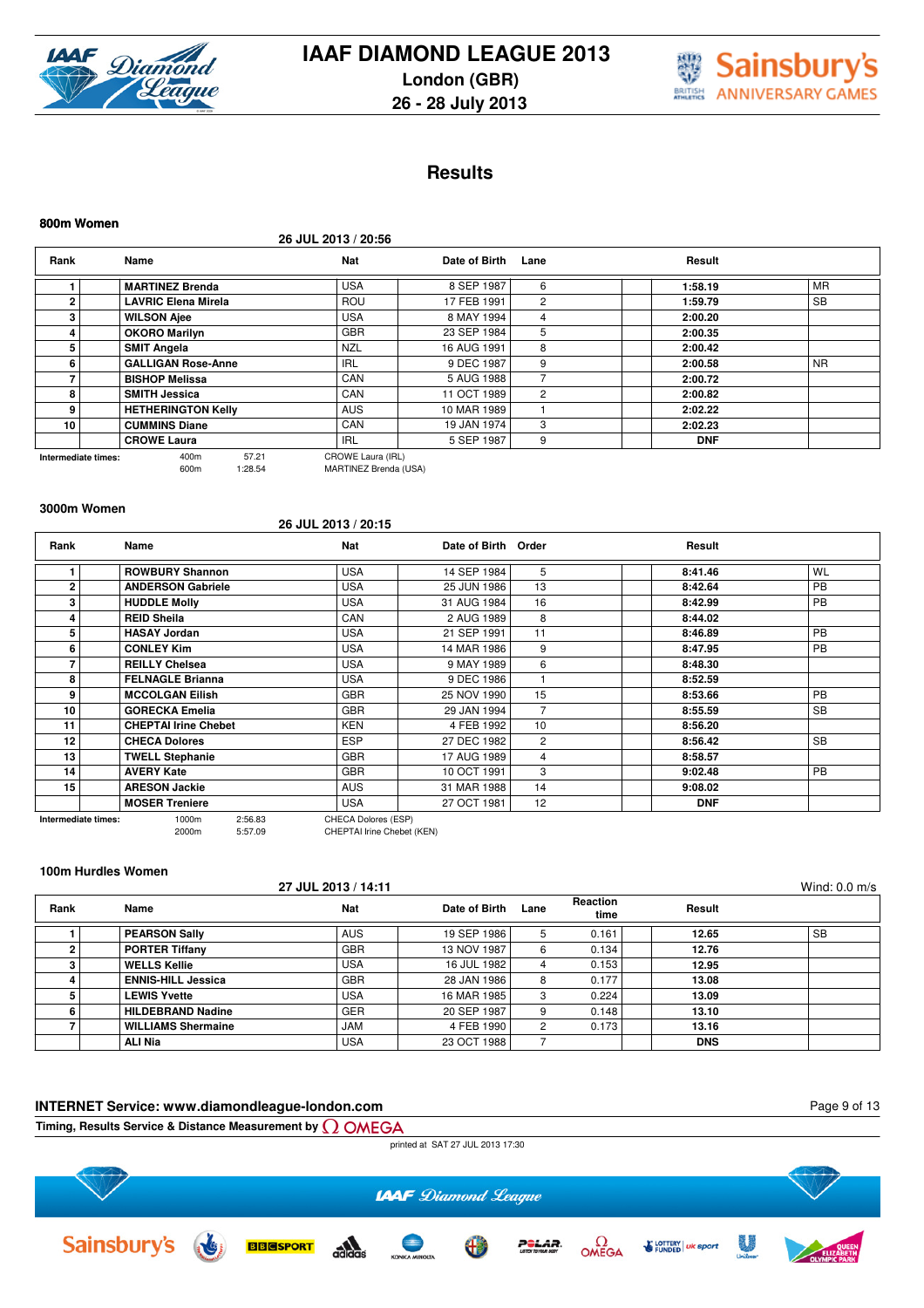# IAAF DIAMOND LEAGUE 2013

**London (GBR)**

**26 - 28 July 2013**

## Results

### 800m Women

**26 JUL 2013 / 20:56**

| Rank | Name | Nat | Date of Birth | Lane | Result | |
|---|---|---|---|---|---|---|
| 1 | **MARTINEZ Brenda** | USA | 8 SEP 1987 | 6 | **1:58.19** | MR |
| 2 | **LAVRIC Elena Mirela** | ROU | 17 FEB 1991 | 2 | **1:59.79** | SB |
| 3 | **WILSON Ajee** | USA | 8 MAY 1994 | 4 | **2:00.20** | |
| 4 | **OKORO Marilyn** | GBR | 23 SEP 1984 | 5 | **2:00.35** | |
| 5 | **SMIT Angela** | NZL | 16 AUG 1991 | 8 | **2:00.42** | |
| 6 | **GALLIGAN Rose-Anne** | IRL | 9 DEC 1987 | 9 | **2:00.58** | NR |
| 7 | **BISHOP Melissa** | CAN | 5 AUG 1988 | 7 | **2:00.72** | |
| 8 | **SMITH Jessica** | CAN | 11 OCT 1989 | 2 | **2:00.82** | |
| 9 | **HETHERINGTON Kelly** | AUS | 10 MAR 1989 | 1 | **2:02.22** | |
| 10 | **CUMMINS Diane** | CAN | 19 JAN 1974 | 3 | **2:02.23** | |
| | **CROWE Laura** | IRL | 5 SEP 1987 | 9 | **DNF** | |

**Intermediate times:**

| | | |
|---|---|---|
| 400m | 57.21 | CROWE Laura (IRL) |
| 600m | 1:28.54 | MARTINEZ Brenda (USA) |

### 3000m Women

**26 JUL 2013 / 20:15**

| Rank | Name | Nat | Date of Birth | Order | Result | |
|---|---|---|---|---|---|---|
| 1 | **ROWBURY Shannon** | USA | 14 SEP 1984 | 5 | **8:41.46** | WL |
| 2 | **ANDERSON Gabriele** | USA | 25 JUN 1986 | 13 | **8:42.64** | PB |
| 3 | **HUDDLE Molly** | USA | 31 AUG 1984 | 16 | **8:42.99** | PB |
| 4 | **REID Sheila** | CAN | 2 AUG 1989 | 8 | **8:44.02** | |
| 5 | **HASAY Jordan** | USA | 21 SEP 1991 | 11 | **8:46.89** | PB |
| 6 | **CONLEY Kim** | USA | 14 MAR 1986 | 9 | **8:47.95** | PB |
| 7 | **REILLY Chelsea** | USA | 9 MAY 1989 | 6 | **8:48.30** | |
| 8 | **FELNAGLE Brianna** | USA | 9 DEC 1986 | 1 | **8:52.59** | |
| 9 | **MCCOLGAN Eilish** | GBR | 25 NOV 1990 | 15 | **8:53.66** | PB |
| 10 | **GORECKA Emelia** | GBR | 29 JAN 1994 | 7 | **8:55.59** | SB |
| 11 | **CHEPTAI Irine Chebet** | KEN | 4 FEB 1992 | 10 | **8:56.20** | |
| 12 | **CHECA Dolores** | ESP | 27 DEC 1982 | 2 | **8:56.42** | SB |
| 13 | **TWELL Stephanie** | GBR | 17 AUG 1989 | 4 | **8:58.57** | |
| 14 | **AVERY Kate** | GBR | 10 OCT 1991 | 3 | **9:02.48** | PB |
| 15 | **ARESON Jackie** | AUS | 31 MAR 1988 | 14 | **9:08.02** | |
| | **MOSER Treniere** | USA | 27 OCT 1981 | 12 | **DNF** | |

**Intermediate times:**

| | | |
|---|---|---|
| 1000m | 2:56.83 | CHECA Dolores (ESP) |
| 2000m | 5:57.09 | CHEPTAI Irine Chebet (KEN) |

### 100m Hurdles Women

**27 JUL 2013 / 14:11** — Wind: 0.0 m/s

| Rank | Name | Nat | Date of Birth | Lane | Reaction time | Result | |
|---|---|---|---|---|---|---|---|
| 1 | **PEARSON Sally** | AUS | 19 SEP 1986 | 5 | 0.161 | **12.65** | SB |
| 2 | **PORTER Tiffany** | GBR | 13 NOV 1987 | 6 | 0.134 | **12.76** | |
| 3 | **WELLS Kellie** | USA | 16 JUL 1982 | 4 | 0.153 | **12.95** | |
| 4 | **ENNIS-HILL Jessica** | GBR | 28 JAN 1986 | 8 | 0.177 | **13.08** | |
| 5 | **LEWIS Yvette** | USA | 16 MAR 1985 | 3 | 0.224 | **13.09** | |
| 6 | **HILDEBRAND Nadine** | GER | 20 SEP 1987 | 9 | 0.148 | **13.10** | |
| 7 | **WILLIAMS Shermaine** | JAM | 4 FEB 1990 | 2 | 0.173 | **13.16** | |
| | **ALI Nia** | USA | 23 OCT 1988 | 7 | | **DNS** | |

**INTERNET Service: www.diamondleague-london.com**

**Timing, Results Service & Distance Measurement by OMEGA**

printed at SAT 27 JUL 2013 17:30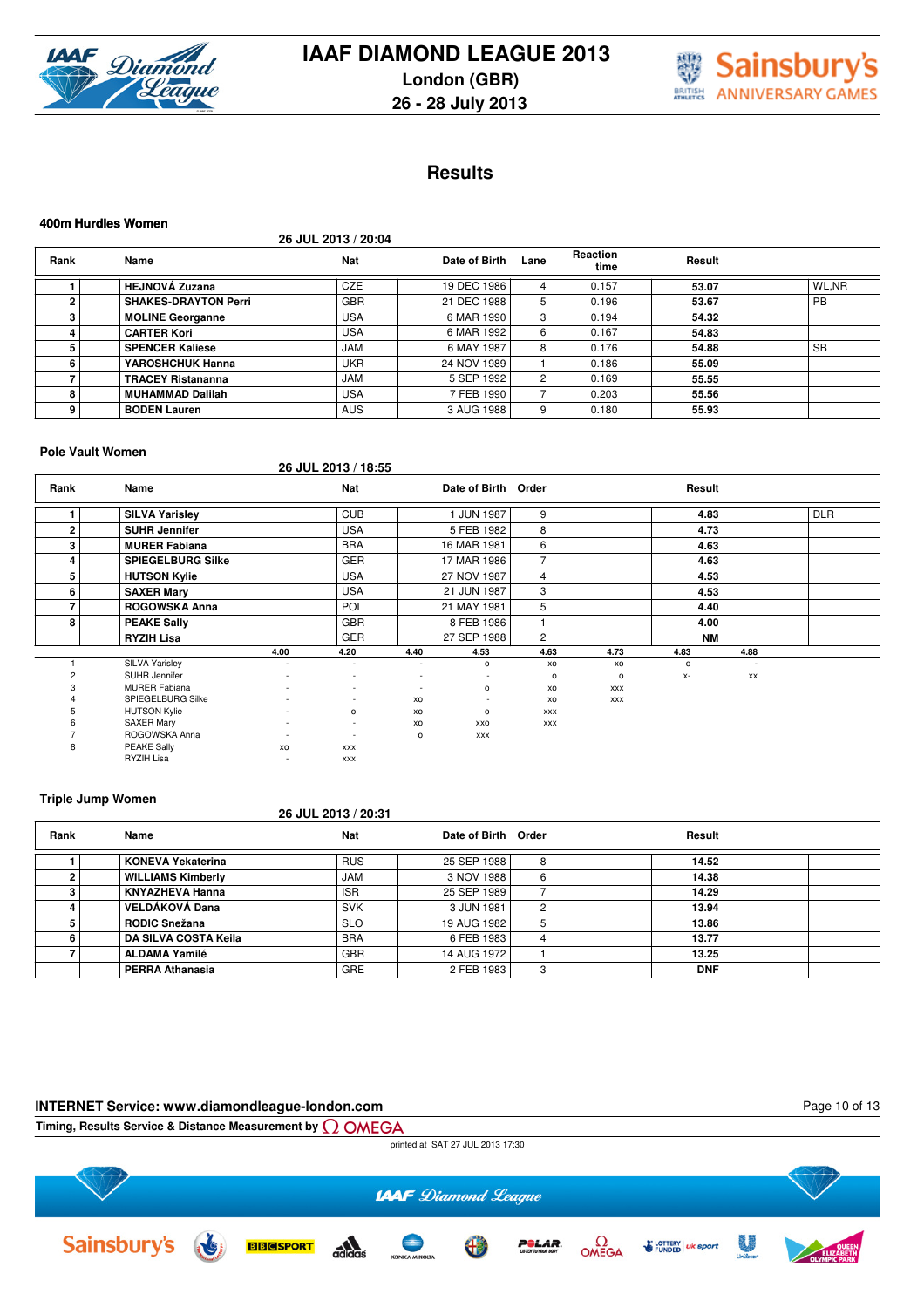# IAAF DIAMOND LEAGUE 2013

**London (GBR)**

**26 - 28 July 2013**

## Results

### 400m Hurdles Women

26 JUL 2013 / 20:04

| Rank | Name | Nat | Date of Birth | Lane | Reaction time | Result | |
|---|---|---|---|---|---|---|---|
| 1 | HEJNOVÁ Zuzana | CZE | 19 DEC 1986 | 4 | 0.157 | 53.07 | WL,NR |
| 2 | SHAKES-DRAYTON Perri | GBR | 21 DEC 1988 | 5 | 0.196 | 53.67 | PB |
| 3 | MOLINE Georganne | USA | 6 MAR 1990 | 3 | 0.194 | 54.32 | |
| 4 | CARTER Kori | USA | 6 MAR 1992 | 6 | 0.167 | 54.83 | |
| 5 | SPENCER Kaliese | JAM | 6 MAY 1987 | 8 | 0.176 | 54.88 | SB |
| 6 | YAROSHCHUK Hanna | UKR | 24 NOV 1989 | 1 | 0.186 | 55.09 | |
| 7 | TRACEY Ristananna | JAM | 5 SEP 1992 | 2 | 0.169 | 55.55 | |
| 8 | MUHAMMAD Dalilah | USA | 7 FEB 1990 | 7 | 0.203 | 55.56 | |
| 9 | BODEN Lauren | AUS | 3 AUG 1988 | 9 | 0.180 | 55.93 | |

### Pole Vault Women

26 JUL 2013 / 18:55

| Rank | Name | Nat | Date of Birth | Order | Result | |
|---|---|---|---|---|---|---|
| 1 | SILVA Yarisley | CUB | 1 JUN 1987 | 9 | 4.83 | DLR |
| 2 | SUHR Jennifer | USA | 5 FEB 1982 | 8 | 4.73 | |
| 3 | MURER Fabiana | BRA | 16 MAR 1981 | 6 | 4.63 | |
| 4 | SPIEGELBURG Silke | GER | 17 MAR 1986 | 7 | 4.63 | |
| 5 | HUTSON Kylie | USA | 27 NOV 1987 | 4 | 4.53 | |
| 6 | SAXER Mary | USA | 21 JUN 1987 | 3 | 4.53 | |
| 7 | ROGOWSKA Anna | POL | 21 MAY 1981 | 5 | 4.40 | |
| 8 | PEAKE Sally | GBR | 8 FEB 1986 | 1 | 4.00 | |
| | RYZIH Lisa | GER | 27 SEP 1988 | 2 | NM | |

| | | 4.00 | 4.20 | 4.40 | 4.53 | 4.63 | 4.73 | 4.83 | 4.88 |
|---|---|---|---|---|---|---|---|---|---|
| 1 | SILVA Yarisley | - | - | - | o | xo | xo | o | - |
| 2 | SUHR Jennifer | - | - | - | - | o | o | x- | xx |
| 3 | MURER Fabiana | - | - | - | o | xo | xxx | | |
| 4 | SPIEGELBURG Silke | - | - | xo | - | xo | xxx | | |
| 5 | HUTSON Kylie | - | o | xo | o | xxx | | | |
| 6 | SAXER Mary | - | - | xo | xxo | xxx | | | |
| 7 | ROGOWSKA Anna | - | - | o | xxx | | | | |
| 8 | PEAKE Sally | xo | xxx | | | | | | |
| | RYZIH Lisa | - | xxx | | | | | | |

### Triple Jump Women

26 JUL 2013 / 20:31

| Rank | Name | Nat | Date of Birth | Order | Result | |
|---|---|---|---|---|---|---|
| 1 | KONEVA Yekaterina | RUS | 25 SEP 1988 | 8 | 14.52 | |
| 2 | WILLIAMS Kimberly | JAM | 3 NOV 1988 | 6 | 14.38 | |
| 3 | KNYAZHEVA Hanna | ISR | 25 SEP 1989 | 7 | 14.29 | |
| 4 | VELDÁKOVÁ Dana | SVK | 3 JUN 1981 | 2 | 13.94 | |
| 5 | RODIC Snežana | SLO | 19 AUG 1982 | 5 | 13.86 | |
| 6 | DA SILVA COSTA Keila | BRA | 6 FEB 1983 | 4 | 13.77 | |
| 7 | ALDAMA Yamilé | GBR | 14 AUG 1972 | 1 | 13.25 | |
| | PERRA Athanasia | GRE | 2 FEB 1983 | 3 | DNF | |

**INTERNET Service: www.diamondleague-london.com**

**Timing, Results Service & Distance Measurement by OMEGA**

printed at SAT 27 JUL 2013 17:30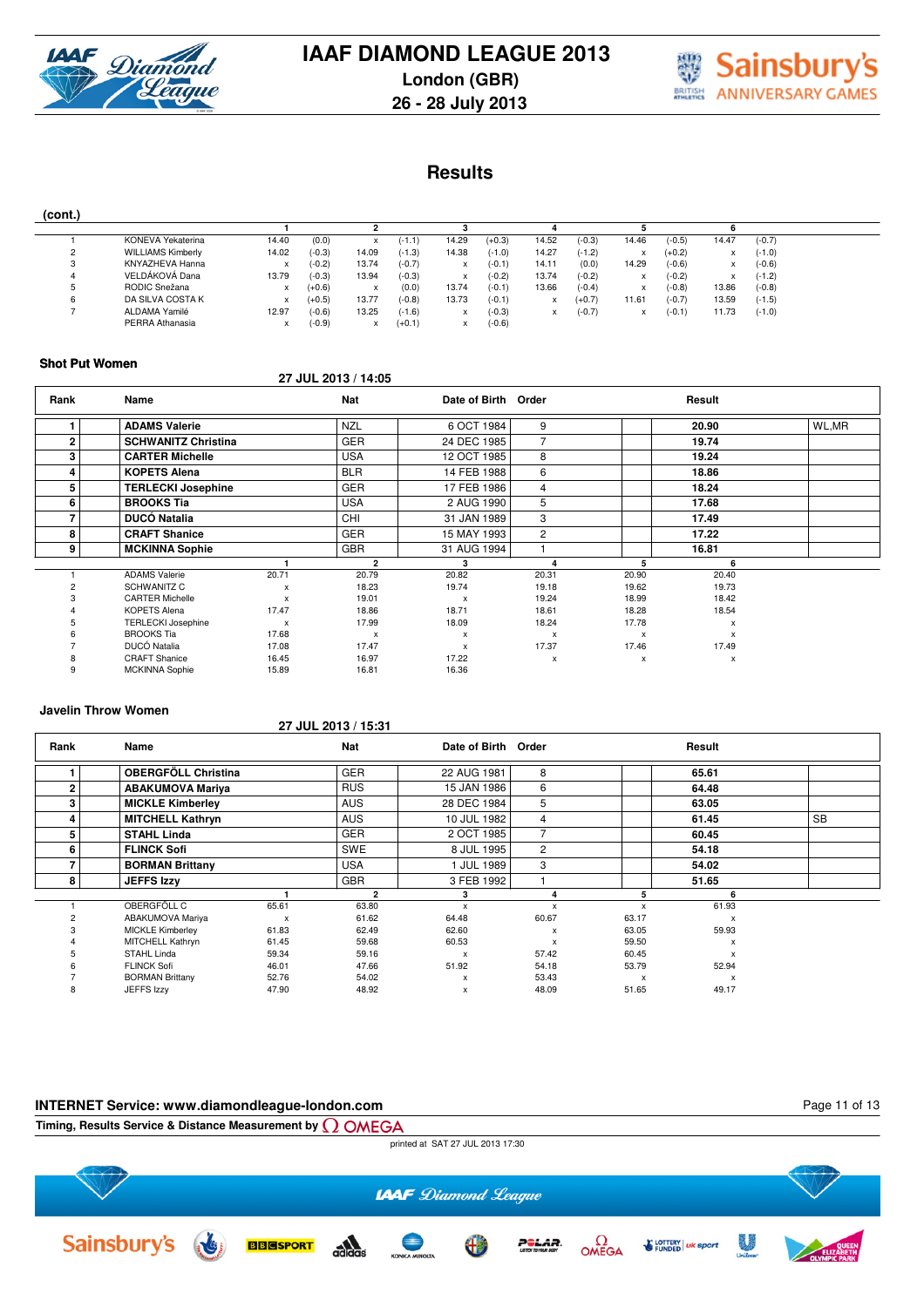# IAAF DIAMOND LEAGUE 2013

**London (GBR)**

**26 - 28 July 2013**

## Results

**(cont.)**

| | | 1 | | 2 | | 3 | | 4 | | 5 | | 6 | |
|---|---|---|---|---|---|---|---|---|---|---|---|---|---|
| 1 | KONEVA Yekaterina | 14.40 | (0.0) | x | (-1.1) | 14.29 | (+0.3) | 14.52 | (-0.3) | 14.46 | (-0.5) | 14.47 | (-0.7) |
| 2 | WILLIAMS Kimberly | 14.02 | (-0.3) | 14.09 | (-1.3) | 14.38 | (-1.0) | 14.27 | (-1.2) | x | (+0.2) | x | (-1.0) |
| 3 | KNYAZHEVA Hanna | x | (-0.2) | 13.74 | (-0.7) | x | (-0.1) | 14.11 | (0.0) | 14.29 | (-0.6) | x | (-0.6) |
| 4 | VELDÁKOVÁ Dana | 13.79 | (-0.3) | 13.94 | (-0.3) | x | (-0.2) | 13.74 | (-0.2) | x | (-0.2) | x | (-1.2) |
| 5 | RODIC Snežana | x | (+0.6) | x | (0.0) | 13.74 | (-0.1) | 13.66 | (-0.4) | x | (-0.8) | 13.86 | (-0.8) |
| 6 | DA SILVA COSTA K | x | (+0.5) | 13.77 | (-0.8) | 13.73 | (-0.1) | x | (+0.7) | 11.61 | (-0.7) | 13.59 | (-1.5) |
| 7 | ALDAMA Yamilé | 12.97 | (-0.6) | 13.25 | (-1.6) | x | (-0.3) | x | (-0.7) | x | (-0.1) | 11.73 | (-1.0) |
| | PERRA Athanasia | x | (-0.9) | x | (+0.1) | x | (-0.6) | | | | | | |

### Shot Put Women

**27 JUL 2013 / 14:05**

| Rank | Name | Nat | Date of Birth | Order | Result | |
|---|---|---|---|---|---|---|
| 1 | **ADAMS Valerie** | NZL | 6 OCT 1984 | 9 | **20.90** | WL,MR |
| 2 | **SCHWANITZ Christina** | GER | 24 DEC 1985 | 7 | **19.74** | |
| 3 | **CARTER Michelle** | USA | 12 OCT 1985 | 8 | **19.24** | |
| 4 | **KOPETS Alena** | BLR | 14 FEB 1988 | 6 | **18.86** | |
| 5 | **TERLECKI Josephine** | GER | 17 FEB 1986 | 4 | **18.24** | |
| 6 | **BROOKS Tia** | USA | 2 AUG 1990 | 5 | **17.68** | |
| 7 | **DUCÓ Natalia** | CHI | 31 JAN 1989 | 3 | **17.49** | |
| 8 | **CRAFT Shanice** | GER | 15 MAY 1993 | 2 | **17.22** | |
| 9 | **MCKINNA Sophie** | GBR | 31 AUG 1994 | 1 | **16.81** | |

| | | 1 | 2 | 3 | 4 | 5 | 6 |
|---|---|---|---|---|---|---|---|
| 1 | ADAMS Valerie | 20.71 | 20.79 | 20.82 | 20.31 | 20.90 | 20.40 |
| 2 | SCHWANITZ C | x | 18.23 | 19.74 | 19.18 | 19.62 | 19.73 |
| 3 | CARTER Michelle | x | 19.01 | x | 19.24 | 18.99 | 18.42 |
| 4 | KOPETS Alena | 17.47 | 18.86 | 18.71 | 18.61 | 18.28 | 18.54 |
| 5 | TERLECKI Josephine | x | 17.99 | 18.09 | 18.24 | 17.78 | x |
| 6 | BROOKS Tia | 17.68 | x | x | x | x | x |
| 7 | DUCÓ Natalia | 17.08 | 17.47 | x | 17.37 | 17.46 | 17.49 |
| 8 | CRAFT Shanice | 16.45 | 16.97 | 17.22 | x | x | x |
| 9 | MCKINNA Sophie | 15.89 | 16.81 | 16.36 | | | |

### Javelin Throw Women

**27 JUL 2013 / 15:31**

| Rank | Name | Nat | Date of Birth | Order | Result | |
|---|---|---|---|---|---|---|
| 1 | **OBERGFÖLL Christina** | GER | 22 AUG 1981 | 8 | **65.61** | |
| 2 | **ABAKUMOVA Mariya** | RUS | 15 JAN 1986 | 6 | **64.48** | |
| 3 | **MICKLE Kimberley** | AUS | 28 DEC 1984 | 5 | **63.05** | |
| 4 | **MITCHELL Kathryn** | AUS | 10 JUL 1982 | 4 | **61.45** | SB |
| 5 | **STAHL Linda** | GER | 2 OCT 1985 | 7 | **60.45** | |
| 6 | **FLINCK Sofi** | SWE | 8 JUL 1995 | 2 | **54.18** | |
| 7 | **BORMAN Brittany** | USA | 1 JUL 1989 | 3 | **54.02** | |
| 8 | **JEFFS Izzy** | GBR | 3 FEB 1992 | 1 | **51.65** | |

| | | 1 | 2 | 3 | 4 | 5 | 6 |
|---|---|---|---|---|---|---|---|
| 1 | OBERGFÖLL C | 65.61 | 63.80 | x | x | x | 61.93 |
| 2 | ABAKUMOVA Mariya | x | 61.62 | 64.48 | 60.67 | 63.17 | x |
| 3 | MICKLE Kimberley | 61.83 | 62.49 | 62.60 | x | 63.05 | 59.93 |
| 4 | MITCHELL Kathryn | 61.45 | 59.68 | 60.53 | x | 59.50 | x |
| 5 | STAHL Linda | 59.34 | 59.16 | x | 57.42 | 60.45 | x |
| 6 | FLINCK Sofi | 46.01 | 47.66 | 51.92 | 54.18 | 53.79 | 52.94 |
| 7 | BORMAN Brittany | 52.76 | 54.02 | x | 53.43 | x | x |
| 8 | JEFFS Izzy | 47.90 | 48.92 | x | 48.09 | 51.65 | 49.17 |

**INTERNET Service: www.diamondleague-london.com**

**Timing, Results Service & Distance Measurement by OMEGA**

printed at SAT 27 JUL 2013 17:30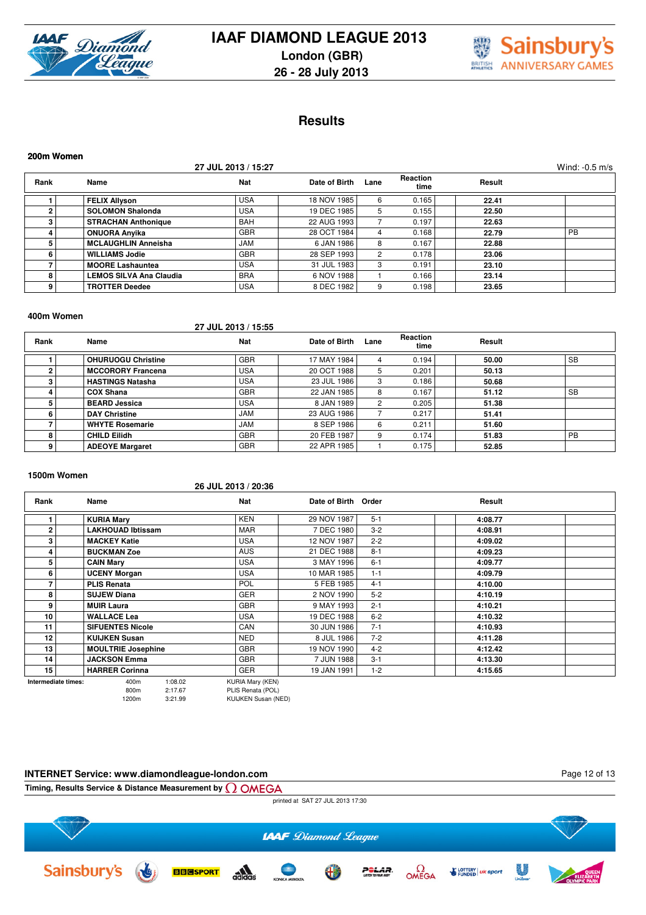# IAAF DIAMOND LEAGUE 2013

**London (GBR)**
**26 - 28 July 2013**

## Results

### 200m Women

27 JUL 2013 / 15:27 — Wind: -0.5 m/s

| Rank | Name | Nat | Date of Birth | Lane | Reaction time | Result | |
|---|---|---|---|---|---|---|---|
| 1 | **FELIX Allyson** | USA | 18 NOV 1985 | 6 | 0.165 | **22.41** | |
| 2 | **SOLOMON Shalonda** | USA | 19 DEC 1985 | 5 | 0.155 | **22.50** | |
| 3 | **STRACHAN Anthonique** | BAH | 22 AUG 1993 | 7 | 0.197 | **22.63** | |
| 4 | **ONUORA Anyika** | GBR | 28 OCT 1984 | 4 | 0.168 | **22.79** | PB |
| 5 | **MCLAUGHLIN Anneisha** | JAM | 6 JAN 1986 | 8 | 0.167 | **22.88** | |
| 6 | **WILLIAMS Jodie** | GBR | 28 SEP 1993 | 2 | 0.178 | **23.06** | |
| 7 | **MOORE Lashauntea** | USA | 31 JUL 1983 | 3 | 0.191 | **23.10** | |
| 8 | **LEMOS SILVA Ana Claudia** | BRA | 6 NOV 1988 | 1 | 0.166 | **23.14** | |
| 9 | **TROTTER Deedee** | USA | 8 DEC 1982 | 9 | 0.198 | **23.65** | |

### 400m Women

27 JUL 2013 / 15:55

| Rank | Name | Nat | Date of Birth | Lane | Reaction time | Result | |
|---|---|---|---|---|---|---|---|
| 1 | **OHURUOGU Christine** | GBR | 17 MAY 1984 | 4 | 0.194 | **50.00** | SB |
| 2 | **MCCORORY Francena** | USA | 20 OCT 1988 | 5 | 0.201 | **50.13** | |
| 3 | **HASTINGS Natasha** | USA | 23 JUL 1986 | 3 | 0.186 | **50.68** | |
| 4 | **COX Shana** | GBR | 22 JAN 1985 | 8 | 0.167 | **51.12** | SB |
| 5 | **BEARD Jessica** | USA | 8 JAN 1989 | 2 | 0.205 | **51.38** | |
| 6 | **DAY Christine** | JAM | 23 AUG 1986 | 7 | 0.217 | **51.41** | |
| 7 | **WHYTE Rosemarie** | JAM | 8 SEP 1986 | 6 | 0.211 | **51.60** | |
| 8 | **CHILD Eilidh** | GBR | 20 FEB 1987 | 9 | 0.174 | **51.83** | PB |
| 9 | **ADEOYE Margaret** | GBR | 22 APR 1985 | 1 | 0.175 | **52.85** | |

### 1500m Women

26 JUL 2013 / 20:36

| Rank | Name | Nat | Date of Birth | Order | Result | |
|---|---|---|---|---|---|---|
| 1 | **KURIA Mary** | KEN | 29 NOV 1987 | 5-1 | **4:08.77** | |
| 2 | **LAKHOUAD Ibtissam** | MAR | 7 DEC 1980 | 3-2 | **4:08.91** | |
| 3 | **MACKEY Katie** | USA | 12 NOV 1987 | 2-2 | **4:09.02** | |
| 4 | **BUCKMAN Zoe** | AUS | 21 DEC 1988 | 8-1 | **4:09.23** | |
| 5 | **CAIN Mary** | USA | 3 MAY 1996 | 6-1 | **4:09.77** | |
| 6 | **UCENY Morgan** | USA | 10 MAR 1985 | 1-1 | **4:09.79** | |
| 7 | **PLIS Renata** | POL | 5 FEB 1985 | 4-1 | **4:10.00** | |
| 8 | **SUJEW Diana** | GER | 2 NOV 1990 | 5-2 | **4:10.19** | |
| 9 | **MUIR Laura** | GBR | 9 MAY 1993 | 2-1 | **4:10.21** | |
| 10 | **WALLACE Lea** | USA | 19 DEC 1988 | 6-2 | **4:10.32** | |
| 11 | **SIFUENTES Nicole** | CAN | 30 JUN 1986 | 7-1 | **4:10.93** | |
| 12 | **KUIJKEN Susan** | NED | 8 JUL 1986 | 7-2 | **4:11.28** | |
| 13 | **MOULTRIE Josephine** | GBR | 19 NOV 1990 | 4-2 | **4:12.42** | |
| 14 | **JACKSON Emma** | GBR | 7 JUN 1988 | 3-1 | **4:13.30** | |
| 15 | **HARRER Corinna** | GER | 19 JAN 1991 | 1-2 | **4:15.65** | |

**Intermediate times:**

| | | |
|---|---|---|
| 400m | 1:08.02 | KURIA Mary (KEN) |
| 800m | 2:17.67 | PLIS Renata (POL) |
| 1200m | 3:21.99 | KUIJKEN Susan (NED) |

**INTERNET Service: www.diamondleague-london.com**

**Timing, Results Service & Distance Measurement by OMEGA**

printed at SAT 27 JUL 2013 17:30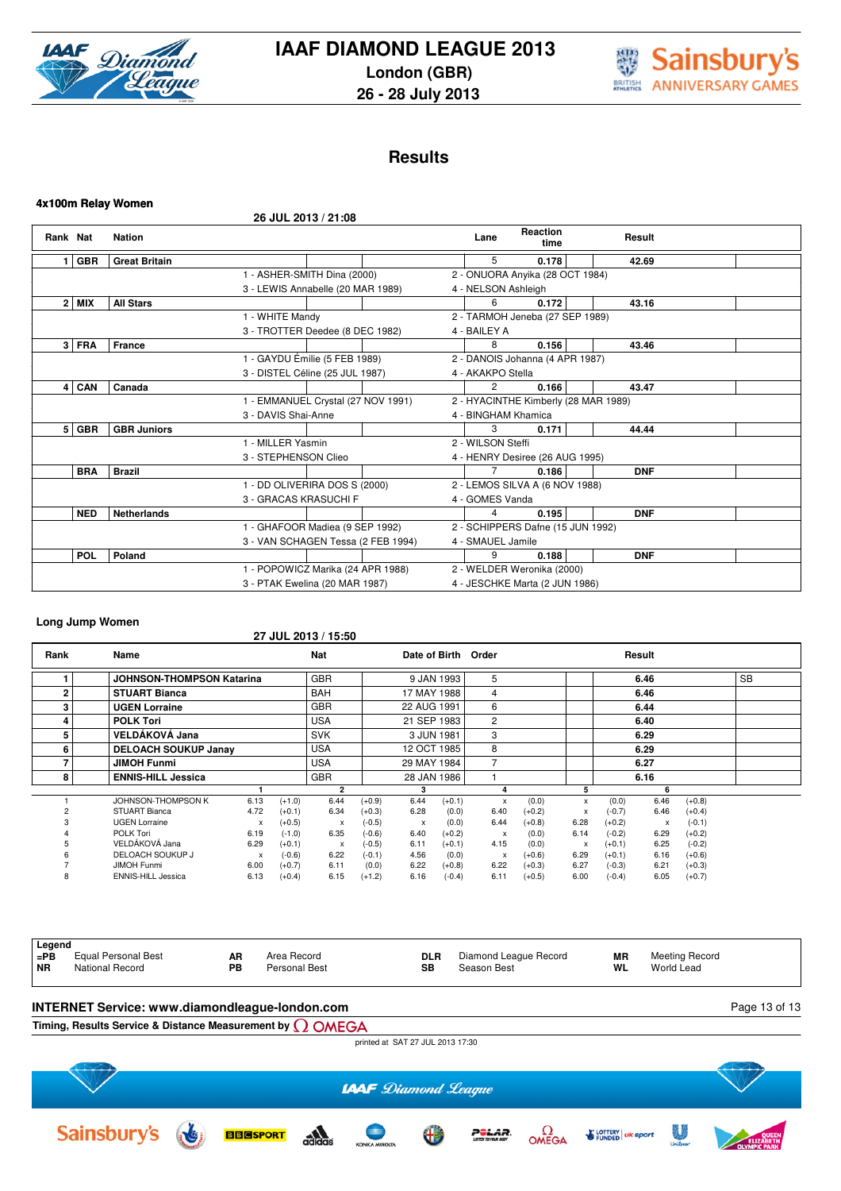# IAAF DIAMOND LEAGUE 2013

**London (GBR)**

**26 - 28 July 2013**

## Results

### 4x100m Relay Women

26 JUL 2013 / 21:08

| Rank | Nat | Nation | | | Lane | Reaction time | Result | |
|---|---|---|---|---|---|---|---|---|
| 1 | GBR | Great Britain | | | 5 | 0.178 | 42.69 | |
| | | | 1 - ASHER-SMITH Dina (2000) | 2 - ONUORA Anyika (28 OCT 1984) | | | | |
| | | | 3 - LEWIS Annabelle (20 MAR 1989) | 4 - NELSON Ashleigh | | | | |
| 2 | MIX | All Stars | | | 6 | 0.172 | 43.16 | |
| | | | 1 - WHITE Mandy | 2 - TARMOH Jeneba (27 SEP 1989) | | | | |
| | | | 3 - TROTTER Deedee (8 DEC 1982) | 4 - BAILEY A | | | | |
| 3 | FRA | France | | | 8 | 0.156 | 43.46 | |
| | | | 1 - GAYDU Émilie (5 FEB 1989) | 2 - DANOIS Johanna (4 APR 1987) | | | | |
| | | | 3 - DISTEL Céline (25 JUL 1987) | 4 - AKAKPO Stella | | | | |
| 4 | CAN | Canada | | | 2 | 0.166 | 43.47 | |
| | | | 1 - EMMANUEL Crystal (27 NOV 1991) | 2 - HYACINTHE Kimberly (28 MAR 1989) | | | | |
| | | | 3 - DAVIS Shai-Anne | 4 - BINGHAM Khamica | | | | |
| 5 | GBR | GBR Juniors | | | 3 | 0.171 | 44.44 | |
| | | | 1 - MILLER Yasmin | 2 - WILSON Steffi | | | | |
| | | | 3 - STEPHENSON Clieo | 4 - HENRY Desiree (26 AUG 1995) | | | | |
| | BRA | Brazil | | | 7 | 0.186 | DNF | |
| | | | 1 - DD OLIVERIRA DOS S (2000) | 2 - LEMOS SILVA A (6 NOV 1988) | | | | |
| | | | 3 - GRACAS KRASUCHI F | 4 - GOMES Vanda | | | | |
| | NED | Netherlands | | | 4 | 0.195 | DNF | |
| | | | 1 - GHAFOOR Madiea (9 SEP 1992) | 2 - SCHIPPERS Dafne (15 JUN 1992) | | | | |
| | | | 3 - VAN SCHAGEN Tessa (2 FEB 1994) | 4 - SMAUEL Jamile | | | | |
| | POL | Poland | | | 9 | 0.188 | DNF | |
| | | | 1 - POPOWICZ Marika (24 APR 1988) | 2 - WELDER Weronika (2000) | | | | |
| | | | 3 - PTAK Ewelina (20 MAR 1987) | 4 - JESCHKE Marta (2 JUN 1986) | | | | |

### Long Jump Women

27 JUL 2013 / 15:50

| Rank | Name | Nat | Date of Birth | Order | Result | |
|---|---|---|---|---|---|---|
| 1 | JOHNSON-THOMPSON Katarina | GBR | 9 JAN 1993 | 5 | 6.46 | SB |
| 2 | STUART Bianca | BAH | 17 MAY 1988 | 4 | 6.46 | |
| 3 | UGEN Lorraine | GBR | 22 AUG 1991 | 6 | 6.44 | |
| 4 | POLK Tori | USA | 21 SEP 1983 | 2 | 6.40 | |
| 5 | VELDÁKOVÁ Jana | SVK | 3 JUN 1981 | 3 | 6.29 | |
| 6 | DELOACH SOUKUP Janay | USA | 12 OCT 1985 | 8 | 6.29 | |
| 7 | JIMOH Funmi | USA | 29 MAY 1984 | 7 | 6.27 | |
| 8 | ENNIS-HILL Jessica | GBR | 28 JAN 1986 | 1 | 6.16 | |

| | | 1 | | 2 | | 3 | | 4 | | 5 | | 6 | |
|---|---|---|---|---|---|---|---|---|---|---|---|---|---|
| 1 | JOHNSON-THOMPSON K | 6.13 | (+1.0) | 6.44 | (+0.9) | 6.44 | (+0.1) | x | (0.0) | x | (0.0) | 6.46 | (+0.8) |
| 2 | STUART Bianca | 4.72 | (+0.1) | 6.34 | (+0.3) | 6.28 | (0.0) | 6.40 | (+0.2) | x | (-0.7) | 6.46 | (+0.4) |
| 3 | UGEN Lorraine | x | (+0.5) | x | (-0.5) | x | (0.0) | 6.44 | (+0.8) | 6.28 | (+0.2) | x | (-0.1) |
| 4 | POLK Tori | 6.19 | (-1.0) | 6.35 | (-0.6) | 6.40 | (+0.2) | x | (0.0) | 6.14 | (-0.2) | 6.29 | (+0.2) |
| 5 | VELDÁKOVÁ Jana | 6.29 | (+0.1) | x | (-0.5) | 6.11 | (+0.1) | 4.15 | (0.0) | x | (+0.1) | 6.25 | (-0.2) |
| 6 | DELOACH SOUKUP J | x | (-0.6) | 6.22 | (-0.1) | 4.56 | (0.0) | x | (+0.6) | 6.29 | (+0.1) | 6.16 | (+0.6) |
| 7 | JIMOH Funmi | 6.00 | (+0.7) | 6.11 | (0.0) | 6.22 | (+0.8) | 6.22 | (+0.3) | 6.27 | (-0.3) | 6.21 | (+0.3) |
| 8 | ENNIS-HILL Jessica | 6.13 | (+0.4) | 6.15 | (+1.2) | 6.16 | (-0.4) | 6.11 | (+0.5) | 6.00 | (-0.4) | 6.05 | (+0.7) |

**Legend**

| | | | | | | | |
|---|---|---|---|---|---|---|---|
| =PB | Equal Personal Best | AR | Area Record | DLR | Diamond League Record | MR | Meeting Record |
| NR | National Record | PB | Personal Best | SB | Season Best | WL | World Lead |

**INTERNET Service: www.diamondleague-london.com**

**Timing, Results Service & Distance Measurement by OMEGA**

printed at SAT 27 JUL 2013 17:30